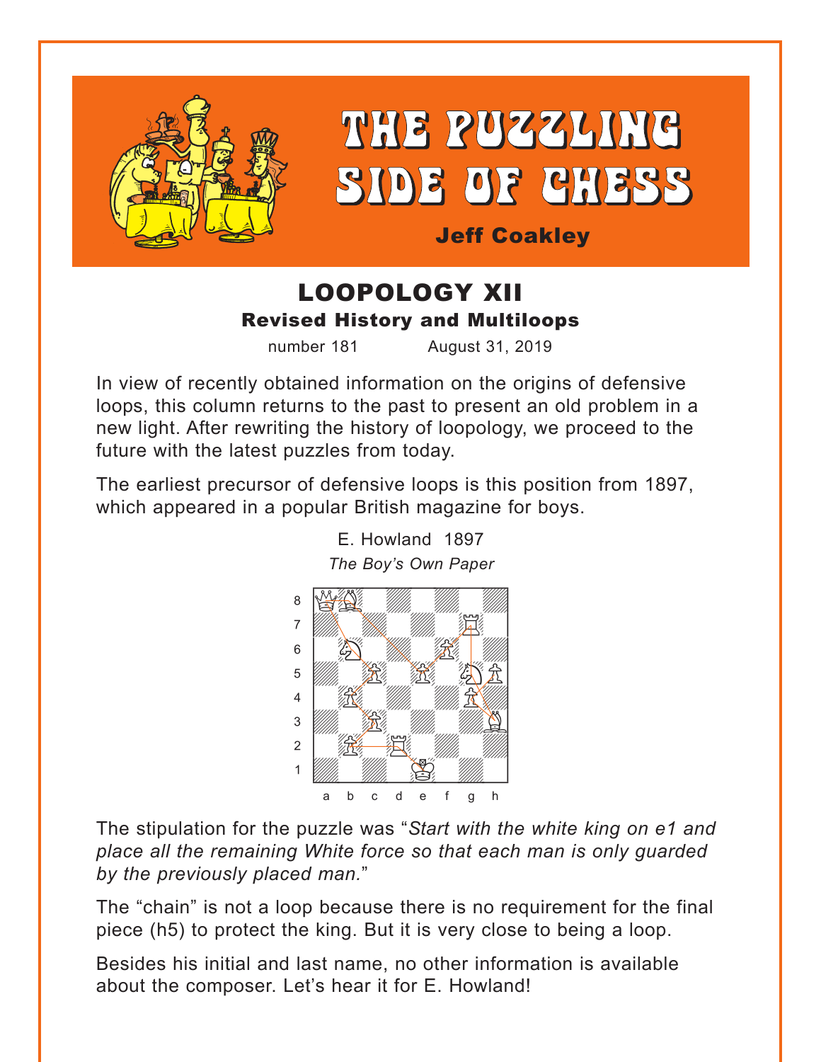# THE PUZZLING SIDE OF CHESS

**Jeff Coakley**

## LOOPOLOGY XII

### Revised History and Multiloops

number 181 August 31, 2019

In view of recently obtained information on the origins of defensive loops, this column returns to the past to present an old problem in a new light. After rewriting the history of loopology, we proceed to the future with the latest puzzles from today.

The earliest precursor of defensive loops is this position from 1897, which appeared in a popular British magazine for boys.

E. Howland 1897

*The Boy's Own Paper*

The stipulation for the puzzle was "*Start with the white king on e1 and place all the remaining White force so that each man is only guarded by the previously placed man.*"

The "chain" is not a loop because there is no requirement for the final piece (h5) to protect the king. But it is very close to being a loop.

Besides his initial and last name, no other information is available about the composer. Let's hear it for E. Howland!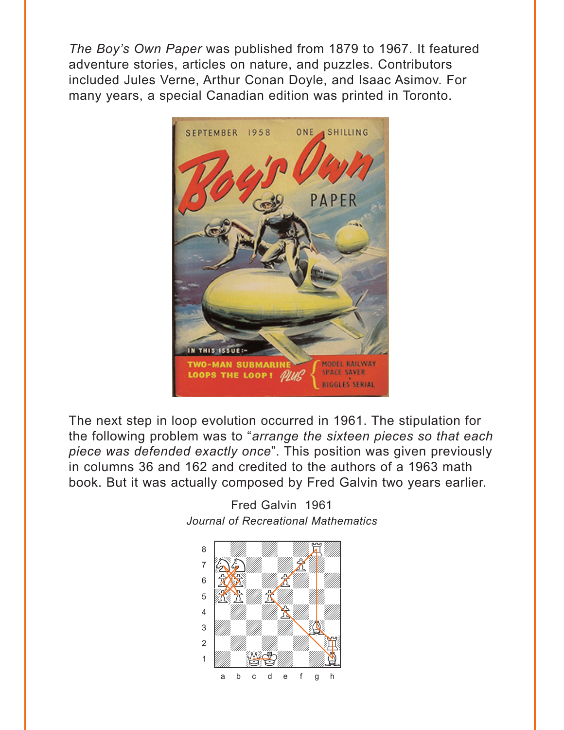*The Boy's Own Paper* was published from 1879 to 1967. It featured adventure stories, articles on nature, and puzzles. Contributors included Jules Verne, Arthur Conan Doyle, and Isaac Asimov. For many years, a special Canadian edition was printed in Toronto.

The next step in loop evolution occurred in 1961. The stipulation for the following problem was to "*arrange the sixteen pieces so that each piece was defended exactly once*". This position was given previously in columns 36 and 162 and credited to the authors of a 1963 math book. But it was actually composed by Fred Galvin two years earlier.

Fred Galvin 1961
*Journal of Recreational Mathematics*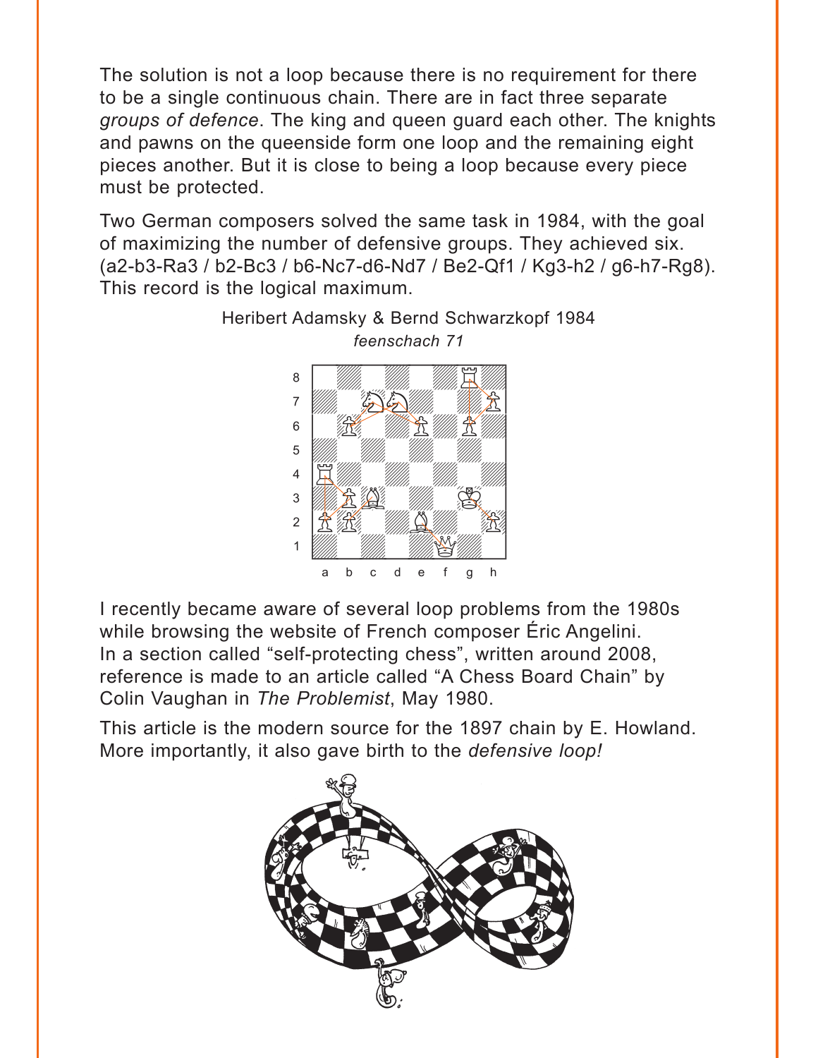The solution is not a loop because there is no requirement for there to be a single continuous chain. There are in fact three separate *groups of defence*. The king and queen guard each other. The knights and pawns on the queenside form one loop and the remaining eight pieces another. But it is close to being a loop because every piece must be protected.

Two German composers solved the same task in 1984, with the goal of maximizing the number of defensive groups. They achieved six. (a2-b3-Ra3 / b2-Bc3 / b6-Nc7-d6-Nd7 / Be2-Qf1 / Kg3-h2 / g6-h7-Rg8). This record is the logical maximum.

Heribert Adamsky & Bernd Schwarzkopf 1984
*feenschach 71*

I recently became aware of several loop problems from the 1980s while browsing the website of French composer Éric Angelini. In a section called "self-protecting chess", written around 2008, reference is made to an article called "A Chess Board Chain" by Colin Vaughan in *The Problemist*, May 1980.

This article is the modern source for the 1897 chain by E. Howland. More importantly, it also gave birth to the *defensive loop!*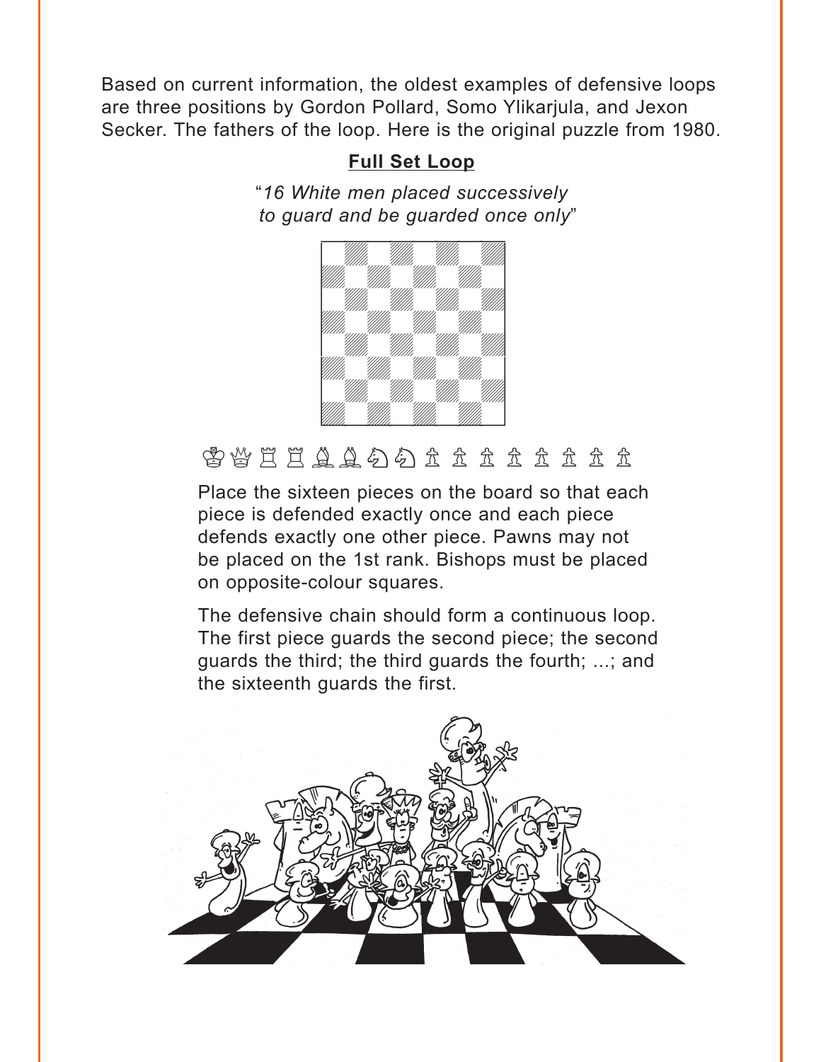Based on current information, the oldest examples of defensive loops are three positions by Gordon Pollard, Somo Ylikarjula, and Jexon Secker. The fathers of the loop. Here is the original puzzle from 1980.

## Full Set Loop

*"16 White men placed successively to guard and be guarded once only"*

♔♕♖♖♗♗♘♘♙♙♙♙♙♙♙♙

Place the sixteen pieces on the board so that each piece is defended exactly once and each piece defends exactly one other piece. Pawns may not be placed on the 1st rank. Bishops must be placed on opposite-colour squares.

The defensive chain should form a continuous loop. The first piece guards the second piece; the second guards the third; the third guards the fourth; ...; and the sixteenth guards the first.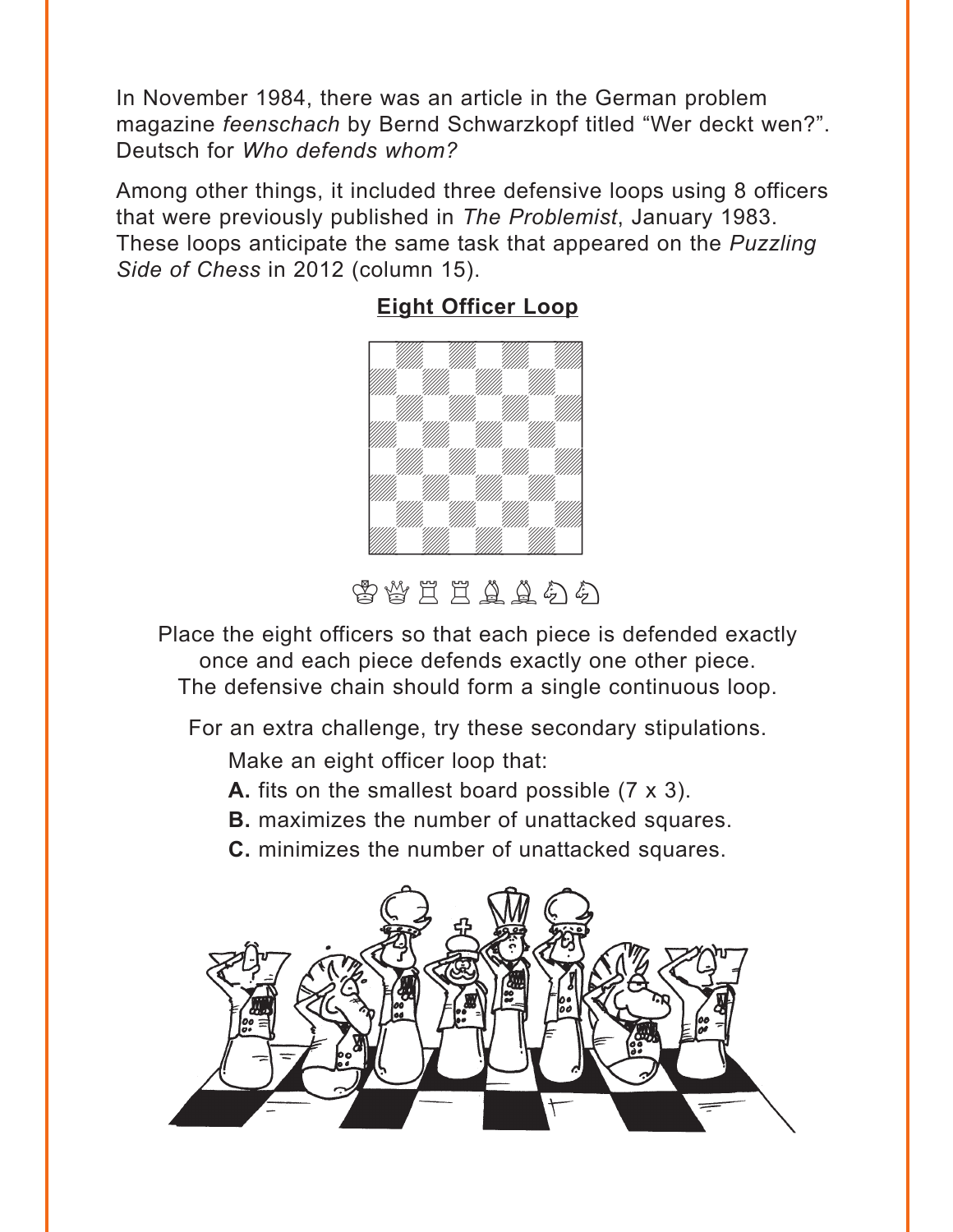In November 1984, there was an article in the German problem magazine *feenschach* by Bernd Schwarzkopf titled “Wer deckt wen?”. Deutsch for *Who defends whom?*

Among other things, it included three defensive loops using 8 officers that were previously published in *The Problemist*, January 1983. These loops anticipate the same task that appeared on the *Puzzling Side of Chess* in 2012 (column 15).

## Eight Officer Loop

♔♕♖♖♗♗♘♘

Place the eight officers so that each piece is defended exactly once and each piece defends exactly one other piece. The defensive chain should form a single continuous loop.

For an extra challenge, try these secondary stipulations.

Make an eight officer loop that:

**A.** fits on the smallest board possible (7 x 3).

**B.** maximizes the number of unattacked squares.

**C.** minimizes the number of unattacked squares.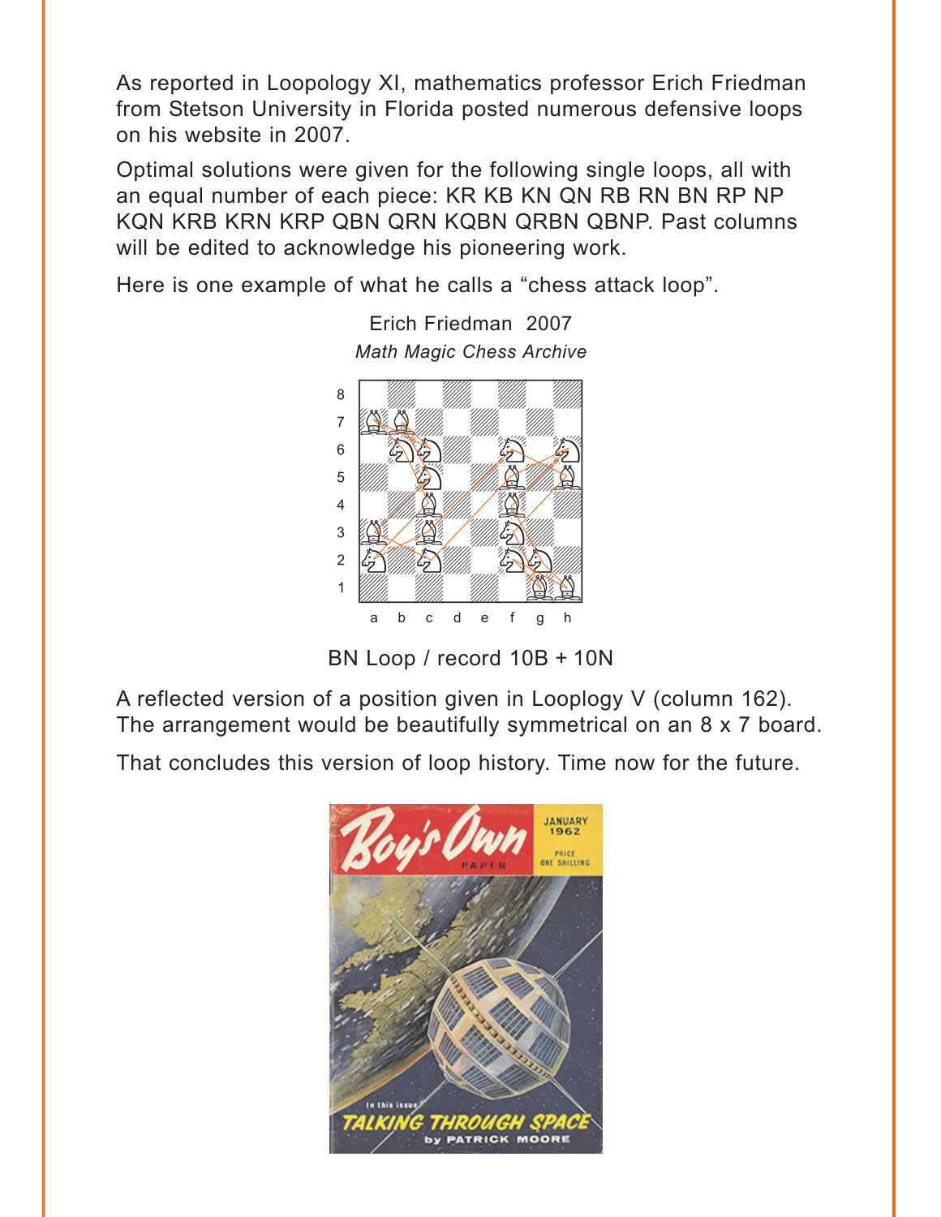As reported in Loopology XI, mathematics professor Erich Friedman from Stetson University in Florida posted numerous defensive loops on his website in 2007.

Optimal solutions were given for the following single loops, all with an equal number of each piece: KR KB KN QN RB RN BN RP NP KQN KRB KRN KRP QBN QRN KQBN QRBN QBNP. Past columns will be edited to acknowledge his pioneering work.

Here is one example of what he calls a "chess attack loop".

Erich Friedman 2007
*Math Magic Chess Archive*

BN Loop / record 10B + 10N

A reflected version of a position given in Looplogy V (column 162). The arrangement would be beautifully symmetrical on an 8 x 7 board.

That concludes this version of loop history. Time now for the future.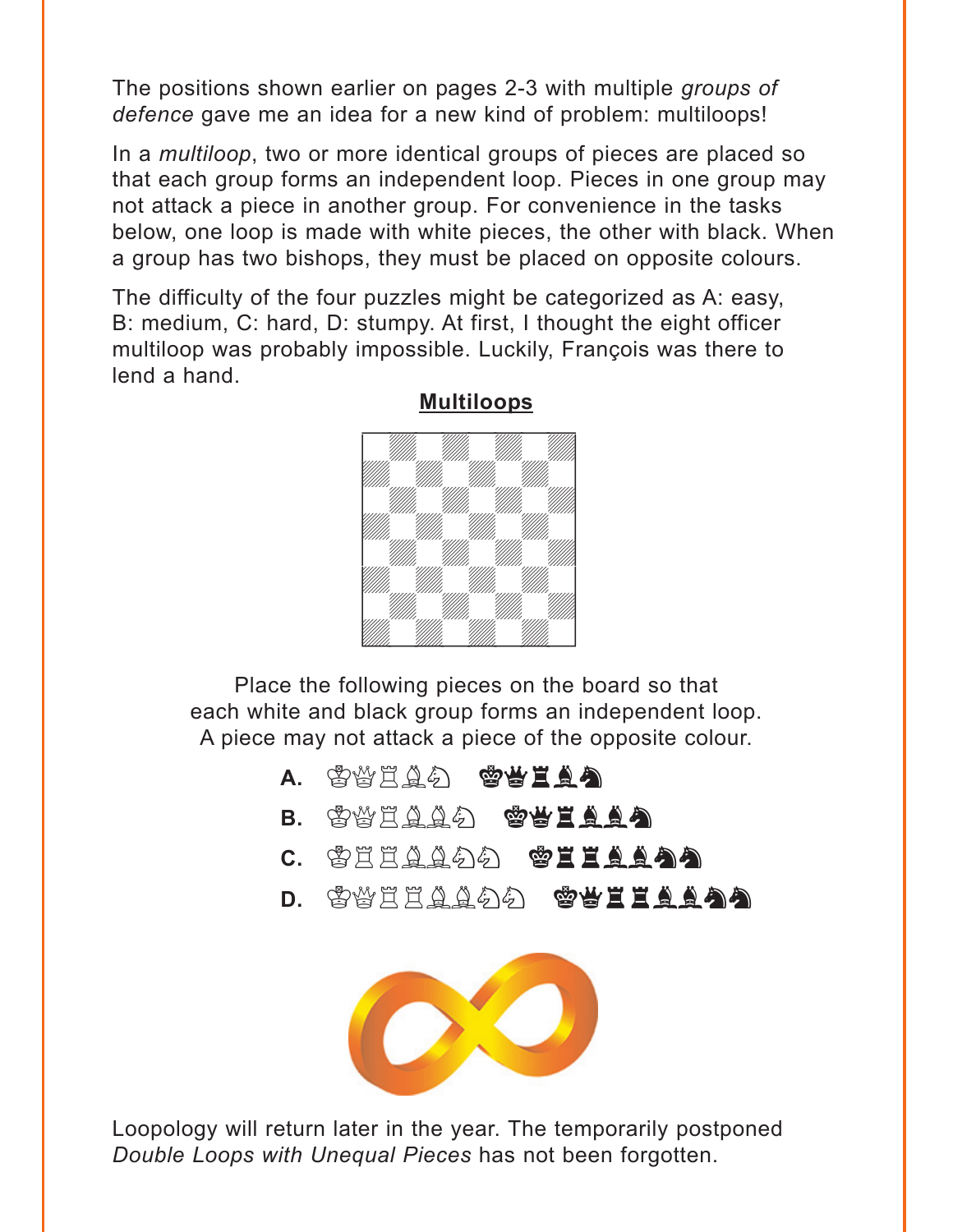The positions shown earlier on pages 2-3 with multiple *groups of defence* gave me an idea for a new kind of problem: multiloops!

In a *multiloop*, two or more identical groups of pieces are placed so that each group forms an independent loop. Pieces in one group may not attack a piece in another group. For convenience in the tasks below, one loop is made with white pieces, the other with black. When a group has two bishops, they must be placed on opposite colours.

The difficulty of the four puzzles might be categorized as A: easy, B: medium, C: hard, D: stumpy. At first, I thought the eight officer multiloop was probably impossible. Luckily, François was there to lend a hand.

**Multiloops**

Place the following pieces on the board so that each white and black group forms an independent loop. A piece may not attack a piece of the opposite colour.

**A.** ♔♕♖♗♘ ♚♛♜♝♞

**B.** ♔♕♖♗♗♘ ♚♛♜♝♝♞

**C.** ♔♖♖♗♗♘♘ ♚♜♜♝♝♞♞

**D.** ♔♕♖♖♗♗♘♘ ♚♛♜♜♝♝♞♞

Loopology will return later in the year. The temporarily postponed *Double Loops with Unequal Pieces* has not been forgotten.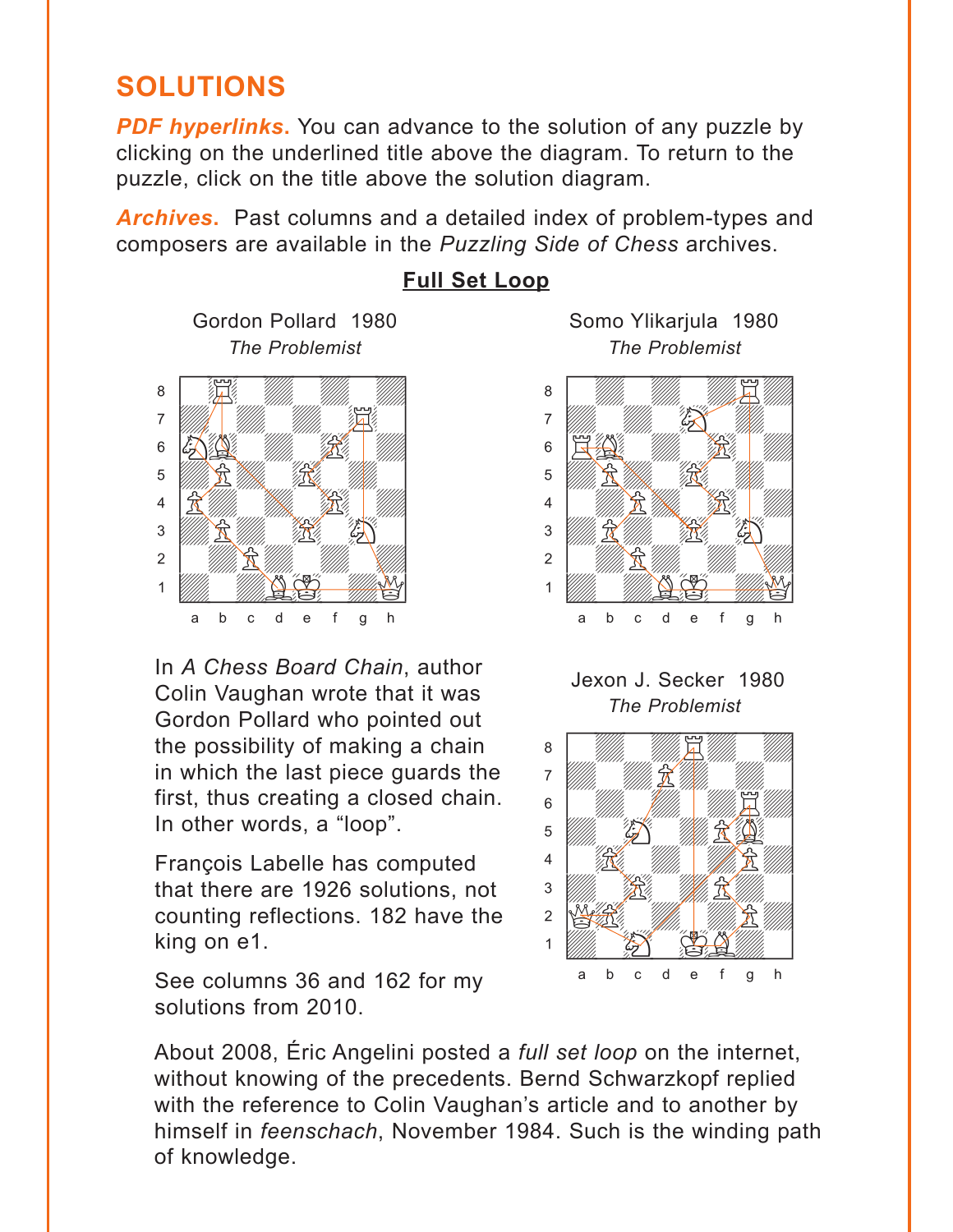## SOLUTIONS

***PDF hyperlinks.*** You can advance to the solution of any puzzle by clicking on the underlined title above the diagram. To return to the puzzle, click on the title above the solution diagram.

***Archives.*** Past columns and a detailed index of problem-types and composers are available in the *Puzzling Side of Chess* archives.

### Full Set Loop

Gordon Pollard 1980
*The Problemist*

Somo Ylikarjula 1980
*The Problemist*

In *A Chess Board Chain*, author Colin Vaughan wrote that it was Gordon Pollard who pointed out the possibility of making a chain in which the last piece guards the first, thus creating a closed chain. In other words, a "loop".

François Labelle has computed that there are 1926 solutions, not counting reflections. 182 have the king on e1.

See columns 36 and 162 for my solutions from 2010.

Jexon J. Secker 1980
*The Problemist*

About 2008, Éric Angelini posted a *full set loop* on the internet, without knowing of the precedents. Bernd Schwarzkopf replied with the reference to Colin Vaughan's article and to another by himself in *feenschach*, November 1984. Such is the winding path of knowledge.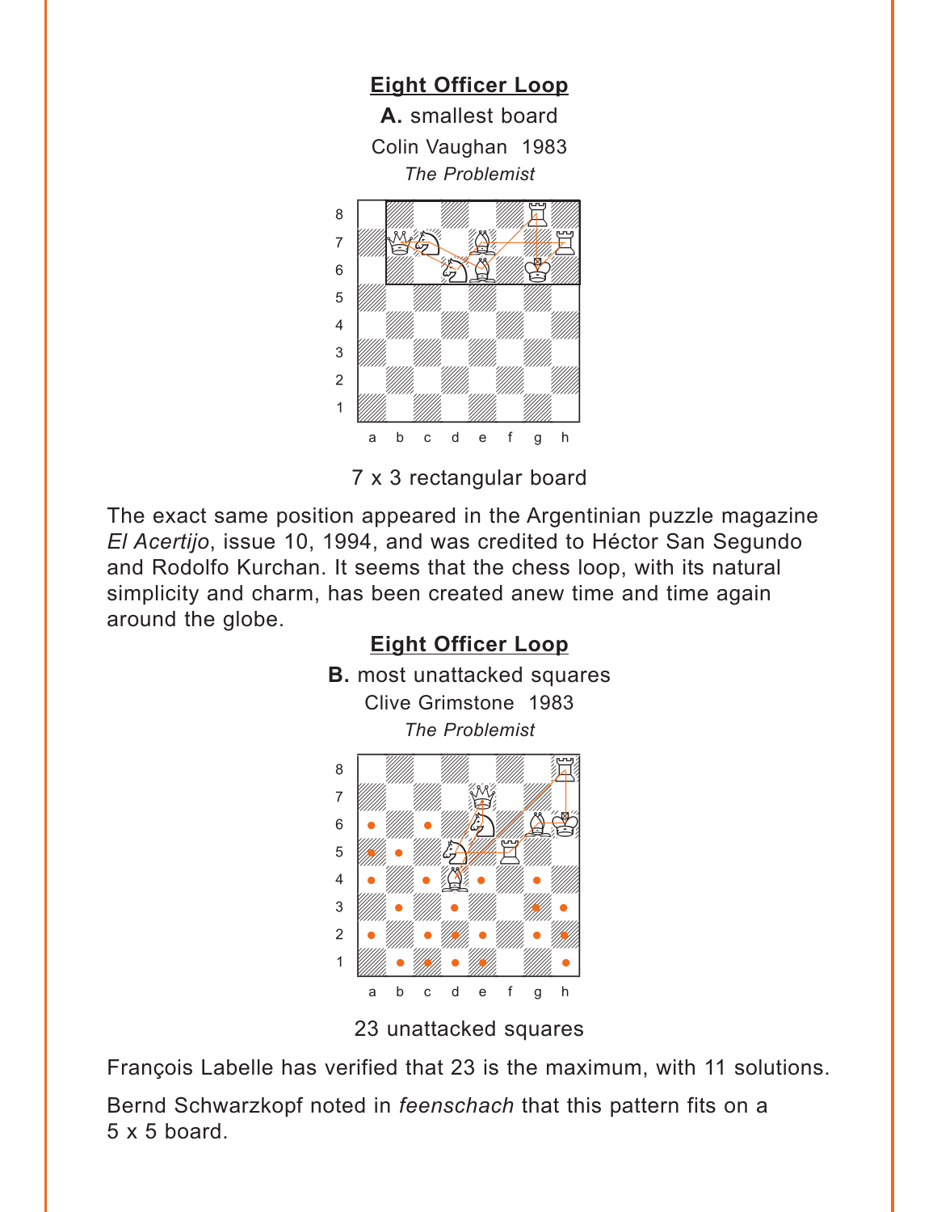## Eight Officer Loop

**A.** smallest board

Colin Vaughan 1983

*The Problemist*

7 x 3 rectangular board

The exact same position appeared in the Argentinian puzzle magazine *El Acertijo*, issue 10, 1994, and was credited to Héctor San Segundo and Rodolfo Kurchan. It seems that the chess loop, with its natural simplicity and charm, has been created anew time and time again around the globe.

## Eight Officer Loop

**B.** most unattacked squares

Clive Grimstone 1983

*The Problemist*

23 unattacked squares

François Labelle has verified that 23 is the maximum, with 11 solutions.

Bernd Schwarzkopf noted in *feenschach* that this pattern fits on a 5 x 5 board.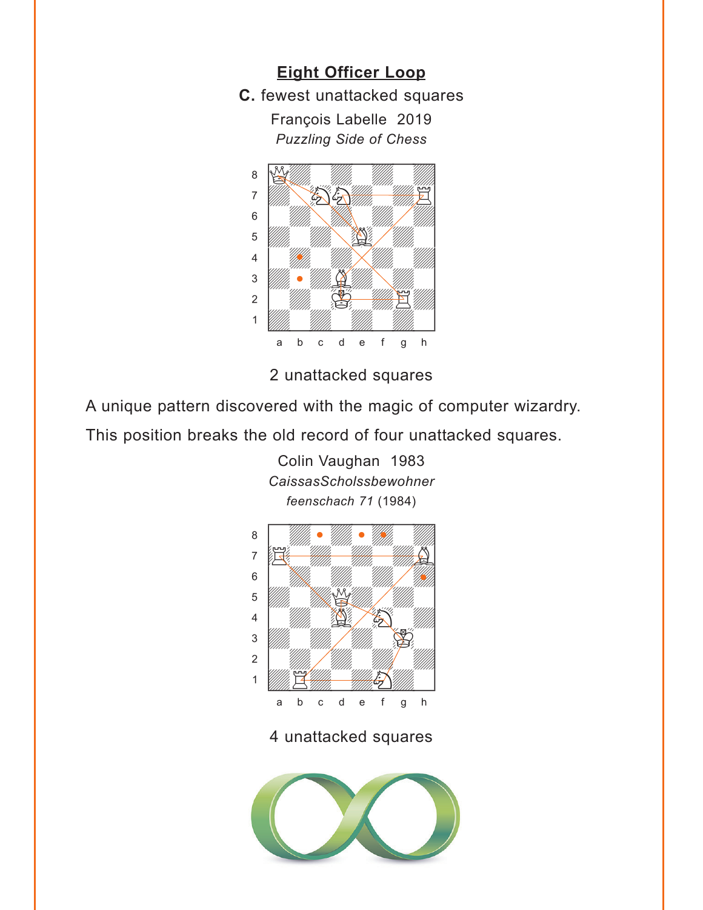## Eight Officer Loop

**C.** fewest unattacked squares

François Labelle 2019

*Puzzling Side of Chess*

2 unattacked squares

A unique pattern discovered with the magic of computer wizardry.

This position breaks the old record of four unattacked squares.

Colin Vaughan 1983

*CaissasScholssbewohner*

*feenschach 71* (1984)

4 unattacked squares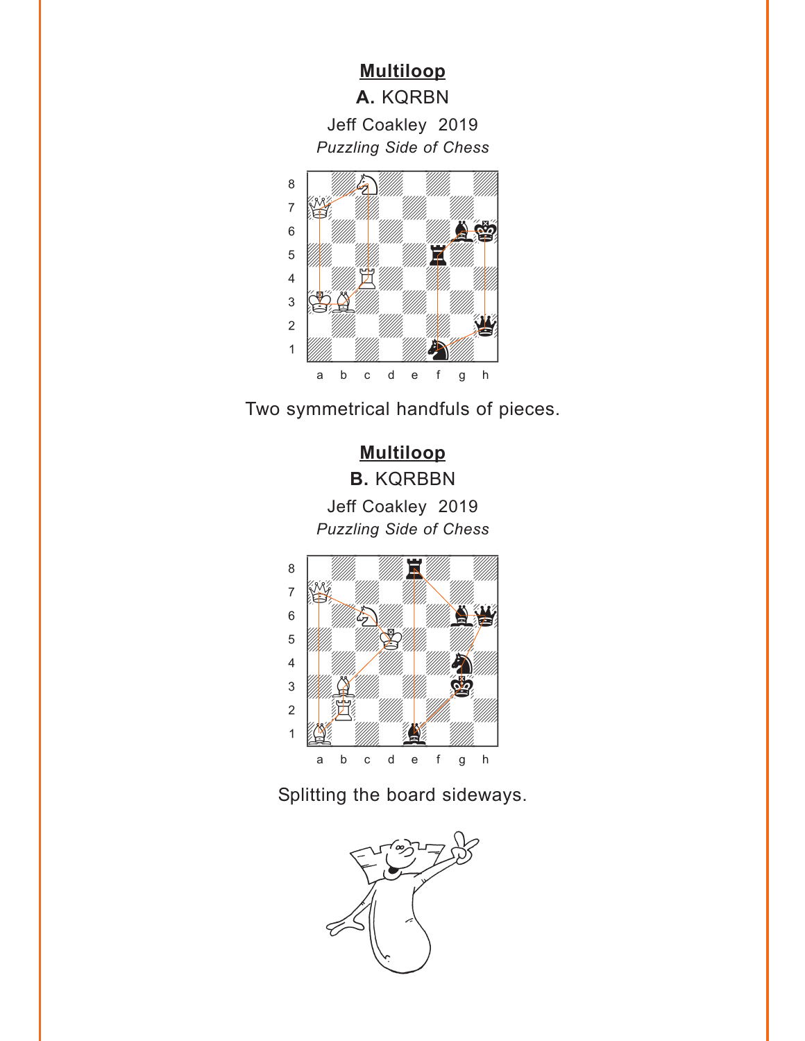## Multiloop

**A.** KQRBN

Jeff Coakley 2019

*Puzzling Side of Chess*

Two symmetrical handfuls of pieces.

## Multiloop

**B.** KQRBBN

Jeff Coakley 2019

*Puzzling Side of Chess*

Splitting the board sideways.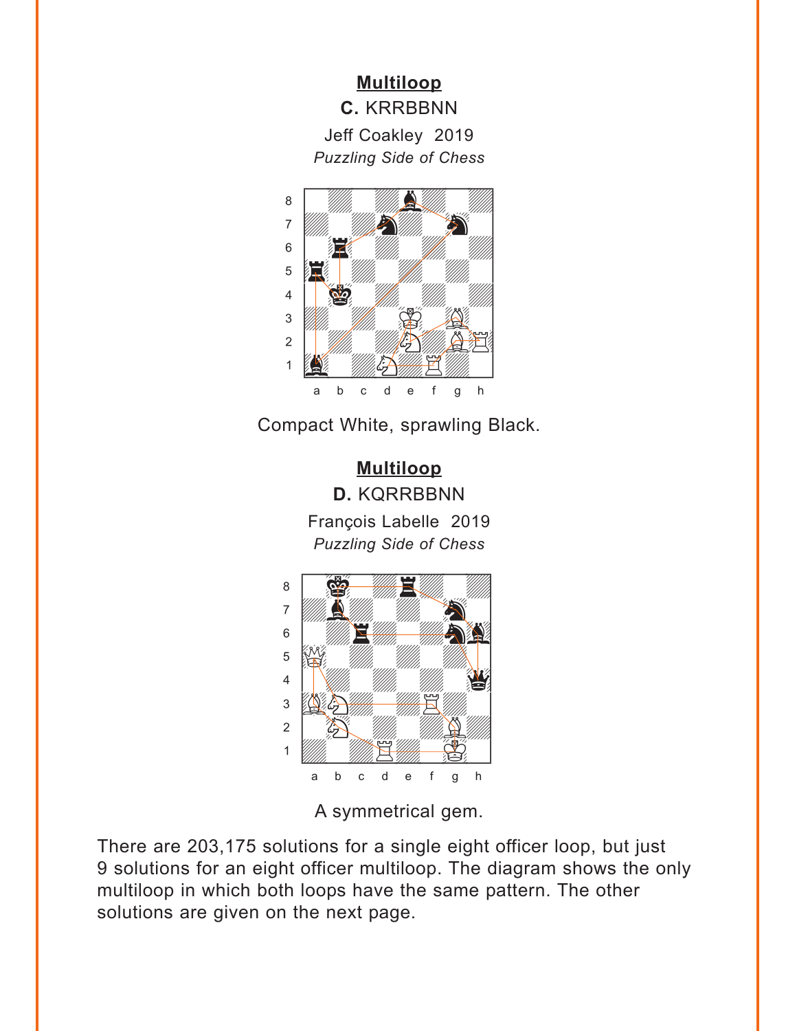## Multiloop

**C.** KRRBBNN

Jeff Coakley 2019

*Puzzling Side of Chess*

Compact White, sprawling Black.

## Multiloop

**D.** KQRRBBNN

François Labelle 2019

*Puzzling Side of Chess*

A symmetrical gem.

There are 203,175 solutions for a single eight officer loop, but just 9 solutions for an eight officer multiloop. The diagram shows the only multiloop in which both loops have the same pattern. The other solutions are given on the next page.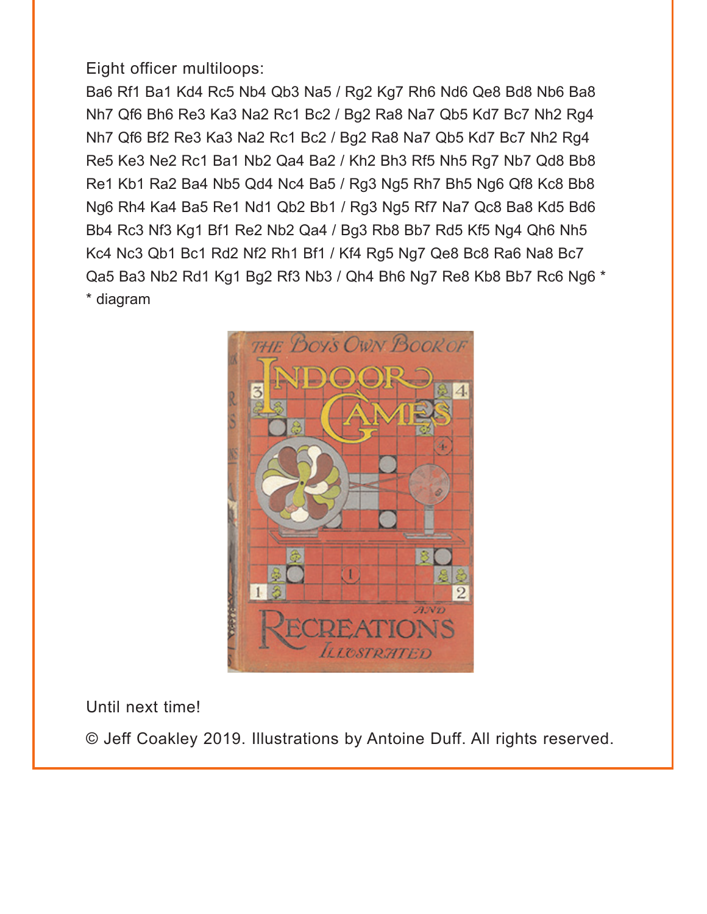Eight officer multiloops:

Ba6 Rf1 Ba1 Kd4 Rc5 Nb4 Qb3 Na5 / Rg2 Kg7 Rh6 Nd6 Qe8 Bd8 Nb6 Ba8
Nh7 Qf6 Bh6 Re3 Ka3 Na2 Rc1 Bc2 / Bg2 Ra8 Na7 Qb5 Kd7 Bc7 Nh2 Rg4
Nh7 Qf6 Bf2 Re3 Ka3 Na2 Rc1 Bc2 / Bg2 Ra8 Na7 Qb5 Kd7 Bc7 Nh2 Rg4
Re5 Ke3 Ne2 Rc1 Ba1 Nb2 Qa4 Ba2 / Kh2 Bh3 Rf5 Nh5 Rg7 Nb7 Qd8 Bb8
Re1 Kb1 Ra2 Ba4 Nb5 Qd4 Nc4 Ba5 / Rg3 Ng5 Rh7 Bh5 Ng6 Qf8 Kc8 Bb8
Ng6 Rh4 Ka4 Ba5 Re1 Nd1 Qb2 Bb1 / Rg3 Ng5 Rf7 Na7 Qc8 Ba8 Kd5 Bd6
Bb4 Rc3 Nf3 Kg1 Bf1 Re2 Nb2 Qa4 / Bg3 Rb8 Bb7 Rd5 Kf5 Ng4 Qh6 Nh5
Kc4 Nc3 Qb1 Bc1 Rd2 Nf2 Rh1 Bf1 / Kf4 Rg5 Ng7 Qe8 Bc8 Ra6 Na8 Bc7
Qa5 Ba3 Nb2 Rd1 Kg1 Bg2 Rf3 Nb3 / Qh4 Bh6 Ng7 Re8 Kb8 Bb7 Rc6 Ng6 *

* diagram

Until next time!

© Jeff Coakley 2019. Illustrations by Antoine Duff. All rights reserved.